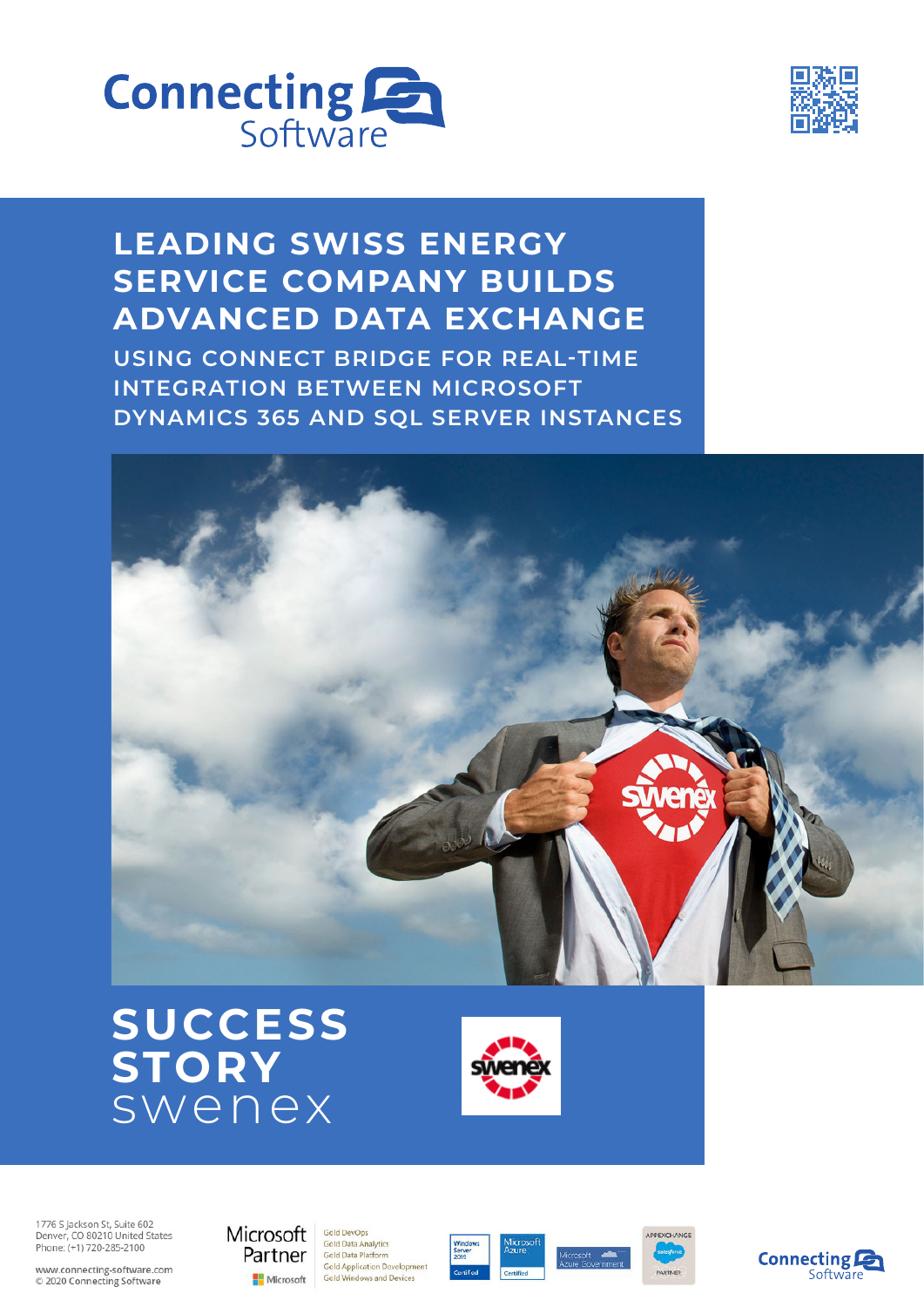# LEADING SWISS ENERGY SERVICE COMPANY BUILDS ADVANCED DATA EXCHANGE

## USING CONNECT BRIDGE FOR REAL-TIME INTEGRATION BETWEEN MICROSOFT DYNAMICS 365 AND SQL SERVER INSTANCES

# SUCCESS STORY

swenex

1776 S Jackson St, Suite 602
Denver, CO 80210 United States
Phone: (+1) 720-285-2100

www.connecting-software.com
© 2020 Connecting Software

Microsoft Partner
Gold DevOps
Gold Data Analytics
Gold Data Platform
Gold Application Development
Gold Windows and Devices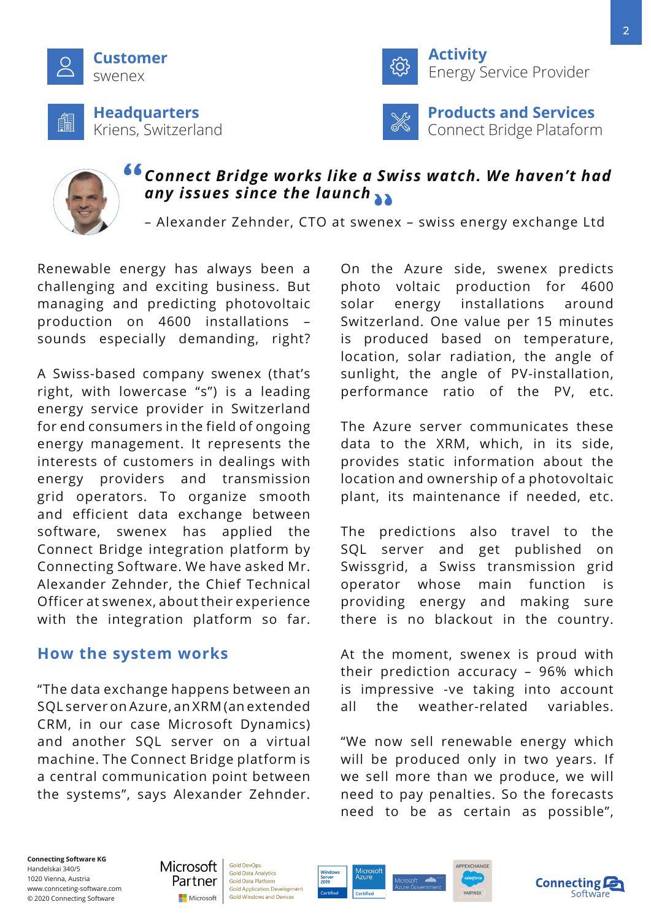**Customer**
swenex

**Activity**
Energy Service Provider

**Headquarters**
Kriens, Switzerland

**Products and Services**
Connect Bridge Plataform

> ***"Connect Bridge works like a Swiss watch. We haven't had any issues since the launch"***
>
> – Alexander Zehnder, CTO at swenex – swiss energy exchange Ltd

Renewable energy has always been a challenging and exciting business. But managing and predicting photovoltaic production on 4600 installations – sounds especially demanding, right?

A Swiss-based company swenex (that's right, with lowercase "s") is a leading energy service provider in Switzerland for end consumers in the field of ongoing energy management. It represents the interests of customers in dealings with energy providers and transmission grid operators. To organize smooth and efficient data exchange between software, swenex has applied the Connect Bridge integration platform by Connecting Software. We have asked Mr. Alexander Zehnder, the Chief Technical Officer at swenex, about their experience with the integration platform so far.

## How the system works

"The data exchange happens between an SQL server on Azure, an XRM (an extended CRM, in our case Microsoft Dynamics) and another SQL server on a virtual machine. The Connect Bridge platform is a central communication point between the systems", says Alexander Zehnder.

On the Azure side, swenex predicts photo voltaic production for 4600 solar energy installations around Switzerland. One value per 15 minutes is produced based on temperature, location, solar radiation, the angle of sunlight, the angle of PV-installation, performance ratio of the PV, etc.

The Azure server communicates these data to the XRM, which, in its side, provides static information about the location and ownership of a photovoltaic plant, its maintenance if needed, etc.

The predictions also travel to the SQL server and get published on Swissgrid, a Swiss transmission grid operator whose main function is providing energy and making sure there is no blackout in the country.

At the moment, swenex is proud with their prediction accuracy – 96% which is impressive -ve taking into account all the weather-related variables.

"We now sell renewable energy which will be produced only in two years. If we sell more than we produce, we will need to pay penalties. So the forecasts need to be as certain as possible",

**Connecting Software KG**
Handelskai 340/5
1020 Vienna, Austria
www.connceting-software.com
© 2020 Connecting Software

Microsoft Partner – Gold DevOps, Gold Data Analytics, Gold Data Platform, Gold Application Development, Gold Windows and Devices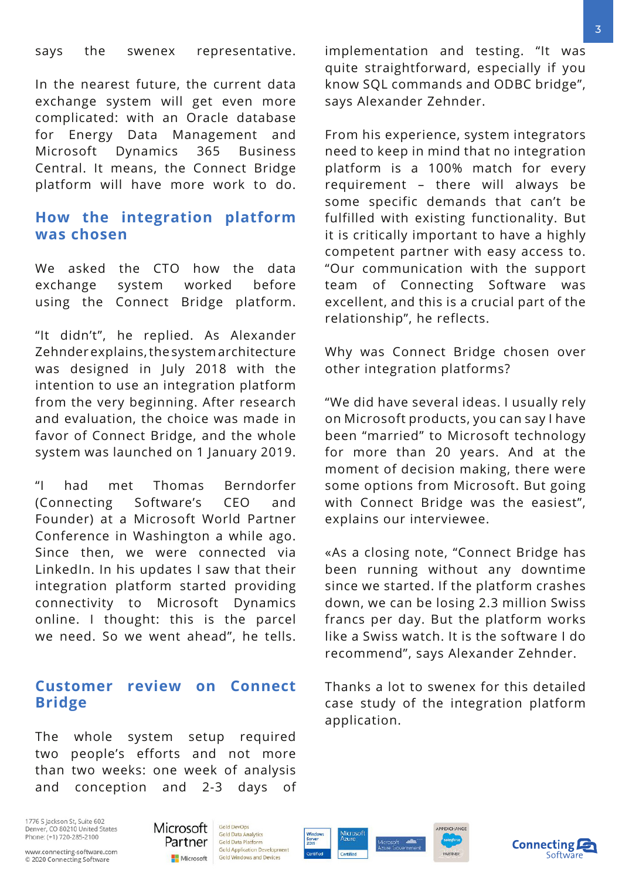says the swenex representative.

In the nearest future, the current data exchange system will get even more complicated: with an Oracle database for Energy Data Management and Microsoft Dynamics 365 Business Central. It means, the Connect Bridge platform will have more work to do.

## How the integration platform was chosen

We asked the CTO how the data exchange system worked before using the Connect Bridge platform.

"It didn't", he replied. As Alexander Zehnder explains, the system architecture was designed in July 2018 with the intention to use an integration platform from the very beginning. After research and evaluation, the choice was made in favor of Connect Bridge, and the whole system was launched on 1 January 2019.

"I had met Thomas Berndorfer (Connecting Software's CEO and Founder) at a Microsoft World Partner Conference in Washington a while ago. Since then, we were connected via LinkedIn. In his updates I saw that their integration platform started providing connectivity to Microsoft Dynamics online. I thought: this is the parcel we need. So we went ahead", he tells.

## Customer review on Connect Bridge

The whole system setup required two people's efforts and not more than two weeks: one week of analysis and conception and 2-3 days of implementation and testing. "It was quite straightforward, especially if you know SQL commands and ODBC bridge", says Alexander Zehnder.

From his experience, system integrators need to keep in mind that no integration platform is a 100% match for every requirement – there will always be some specific demands that can't be fulfilled with existing functionality. But it is critically important to have a highly competent partner with easy access to. "Our communication with the support team of Connecting Software was excellent, and this is a crucial part of the relationship", he reflects.

Why was Connect Bridge chosen over other integration platforms?

"We did have several ideas. I usually rely on Microsoft products, you can say I have been "married" to Microsoft technology for more than 20 years. And at the moment of decision making, there were some options from Microsoft. But going with Connect Bridge was the easiest", explains our interviewee.

«As a closing note, "Connect Bridge has been running without any downtime since we started. If the platform crashes down, we can be losing 2.3 million Swiss francs per day. But the platform works like a Swiss watch. It is the software I do recommend", says Alexander Zehnder.

Thanks a lot to swenex for this detailed case study of the integration platform application.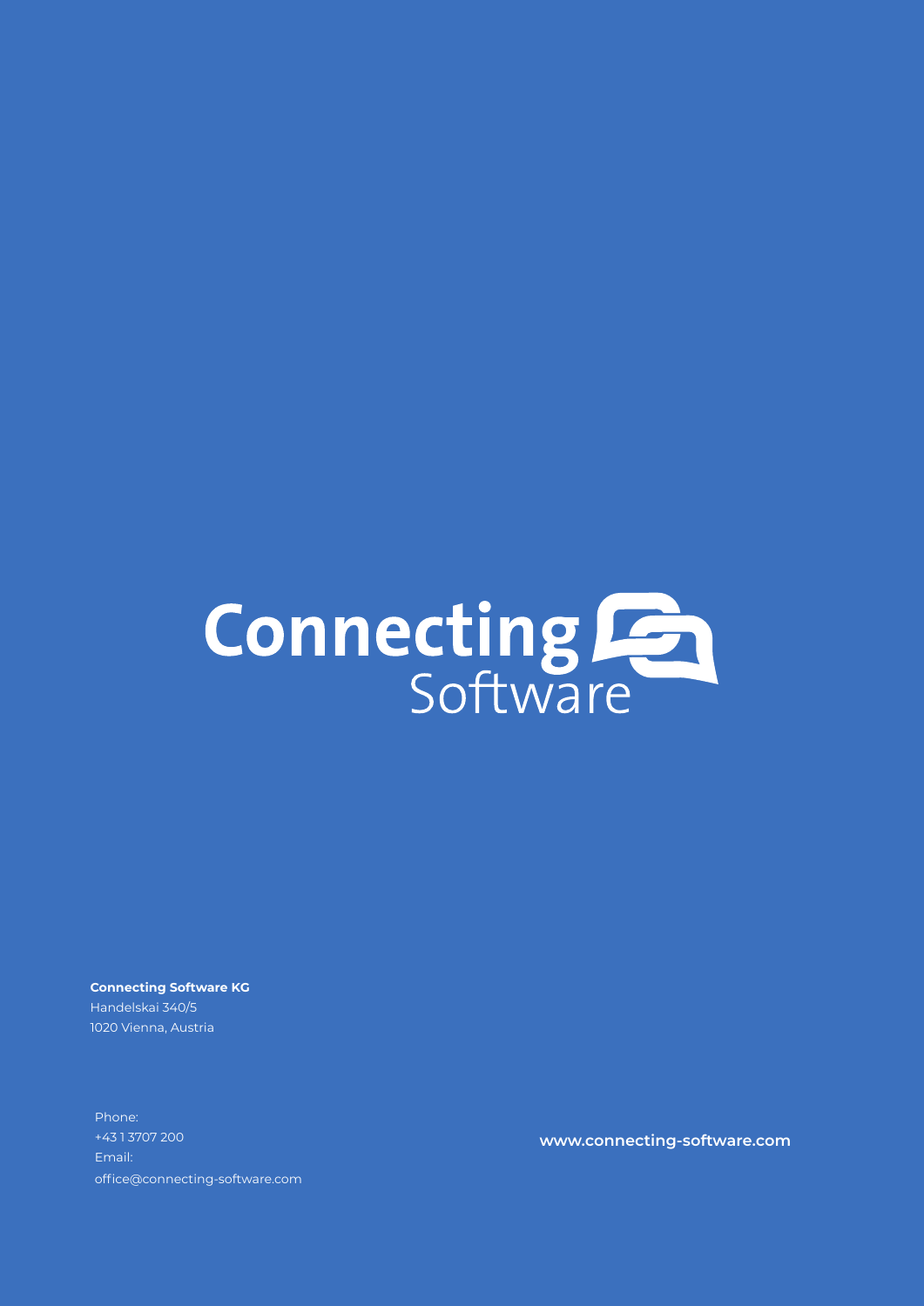Connecting Software

**Connecting Software KG**
Handelskai 340/5
1020 Vienna, Austria

Phone:
+43 1 3707 200
Email:
office@connecting-software.com

**www.connecting-software.com**